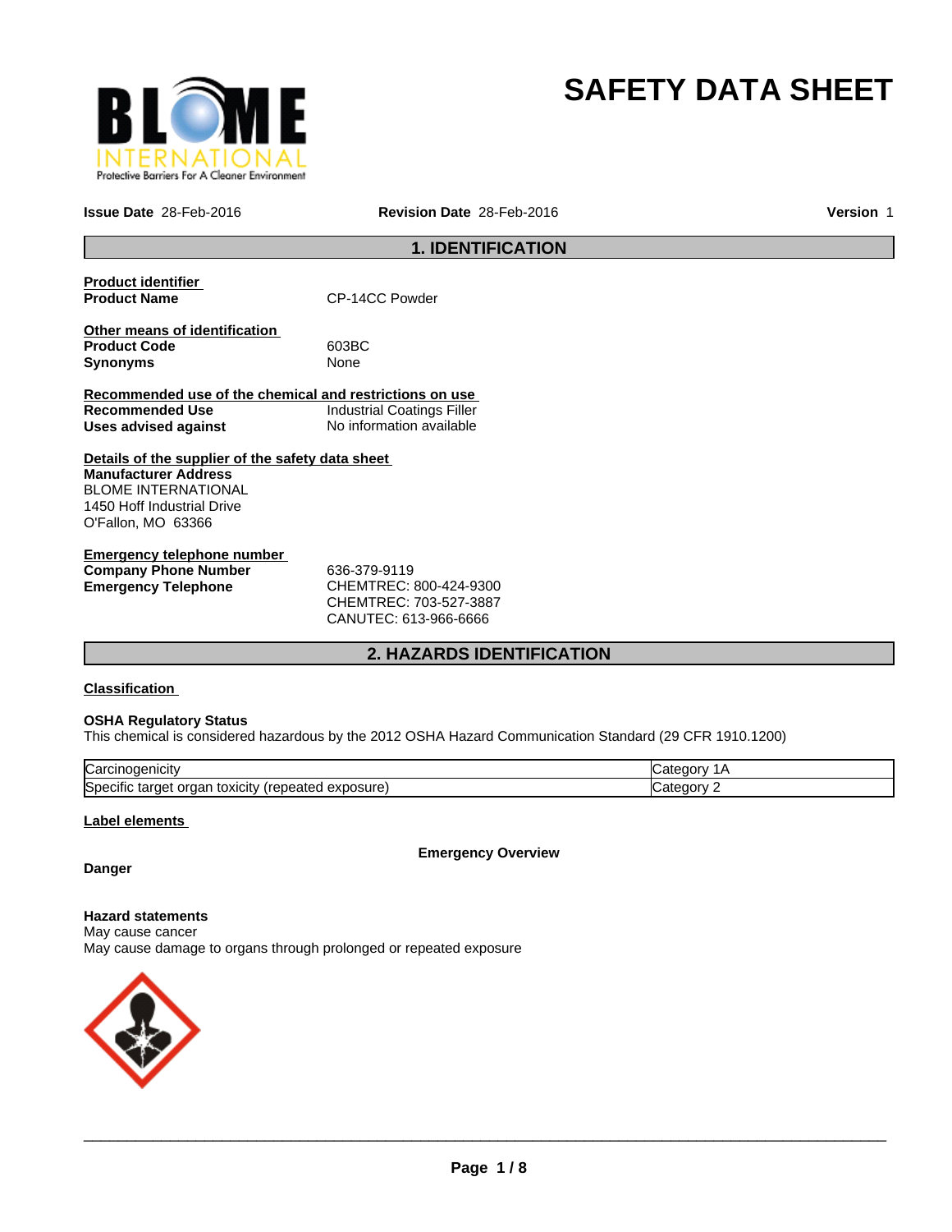# SAFETY DATA SHEET

**Issue Date** 28-Feb-2016 **Revision Date** 28-Feb-2016 **Version** 1

## 1. IDENTIFICATION

**Product identifier**

**Product Name** CP-14CC Powder

**Other means of identification**

**Product Code** 603BC

**Synonyms** None

**Recommended use of the chemical and restrictions on use**

**Recommended Use** Industrial Coatings Filler

**Uses advised against** No information available

**Details of the supplier of the safety data sheet**

**Manufacturer Address**
BLOME INTERNATIONAL
1450 Hoff Industrial Drive
O'Fallon, MO 63366

**Emergency telephone number**

**Company Phone Number** 636-379-9119

**Emergency Telephone** CHEMTREC: 800-424-9300
CHEMTREC: 703-527-3887
CANUTEC: 613-966-6666

## 2. HAZARDS IDENTIFICATION

**Classification**

**OSHA Regulatory Status**
This chemical is considered hazardous by the 2012 OSHA Hazard Communication Standard (29 CFR 1910.1200)

| | |
|---|---|
| Carcinogenicity | Category 1A |
| Specific target organ toxicity (repeated exposure) | Category 2 |

**Label elements**

**Emergency Overview**

**Danger**

**Hazard statements**
May cause cancer
May cause damage to organs through prolonged or repeated exposure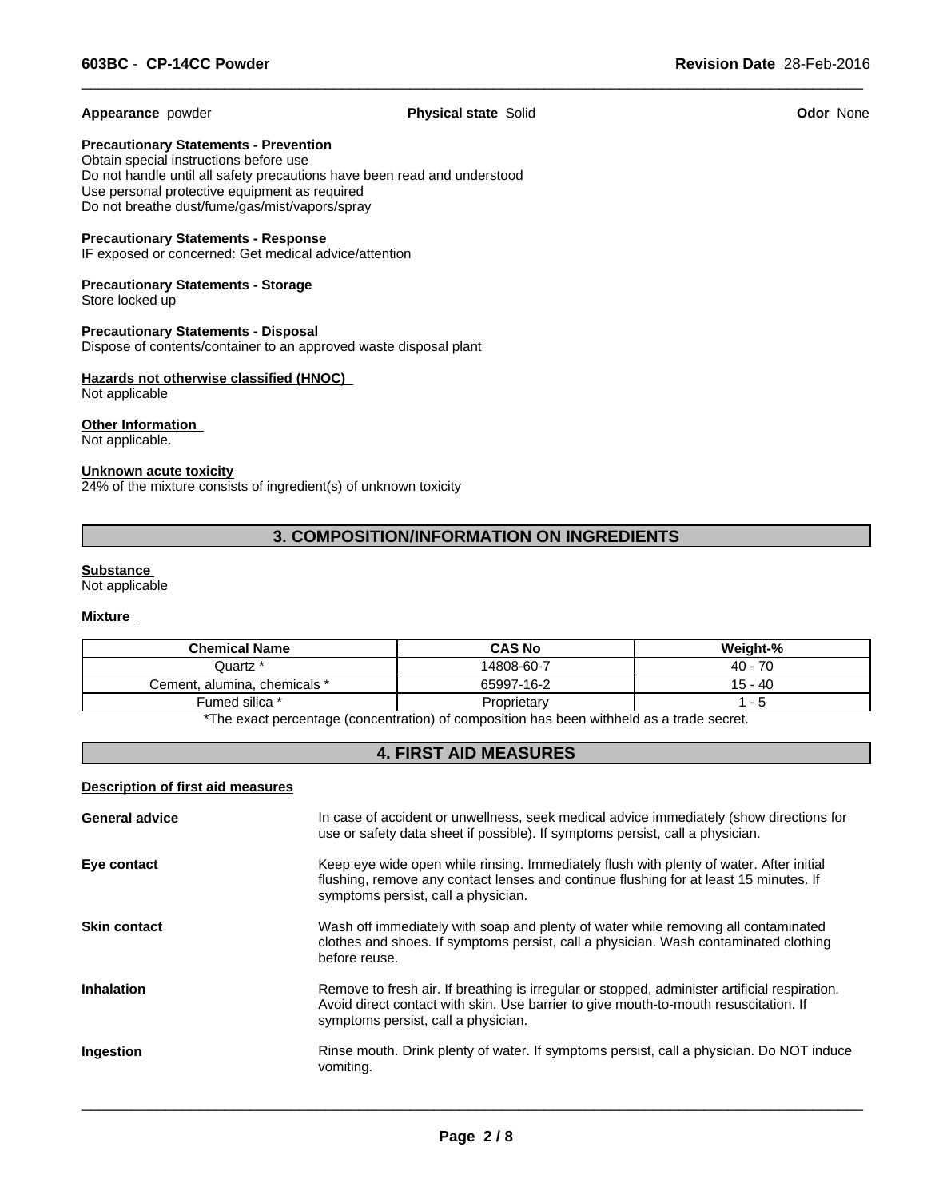**Appearance** powder **Physical state** Solid **Odor** None

**Precautionary Statements - Prevention**
Obtain special instructions before use
Do not handle until all safety precautions have been read and understood
Use personal protective equipment as required
Do not breathe dust/fume/gas/mist/vapors/spray

**Precautionary Statements - Response**
IF exposed or concerned: Get medical advice/attention

**Precautionary Statements - Storage**
Store locked up

**Precautionary Statements - Disposal**
Dispose of contents/container to an approved waste disposal plant

**Hazards not otherwise classified (HNOC)**
Not applicable

**Other Information**
Not applicable.

**Unknown acute toxicity**
24% of the mixture consists of ingredient(s) of unknown toxicity

## 3. COMPOSITION/INFORMATION ON INGREDIENTS

**Substance**
Not applicable

**Mixture**

| Chemical Name | CAS No | Weight-% |
|---|---|---|
| Quartz * | 14808-60-7 | 40 - 70 |
| Cement, alumina, chemicals * | 65997-16-2 | 15 - 40 |
| Fumed silica * | Proprietary | 1 - 5 |

*The exact percentage (concentration) of composition has been withheld as a trade secret.

## 4. FIRST AID MEASURES

**Description of first aid measures**

**General advice**
In case of accident or unwellness, seek medical advice immediately (show directions for use or safety data sheet if possible). If symptoms persist, call a physician.

**Eye contact**
Keep eye wide open while rinsing. Immediately flush with plenty of water. After initial flushing, remove any contact lenses and continue flushing for at least 15 minutes. If symptoms persist, call a physician.

**Skin contact**
Wash off immediately with soap and plenty of water while removing all contaminated clothes and shoes. If symptoms persist, call a physician. Wash contaminated clothing before reuse.

**Inhalation**
Remove to fresh air. If breathing is irregular or stopped, administer artificial respiration. Avoid direct contact with skin. Use barrier to give mouth-to-mouth resuscitation. If symptoms persist, call a physician.

**Ingestion**
Rinse mouth. Drink plenty of water. If symptoms persist, call a physician. Do NOT induce vomiting.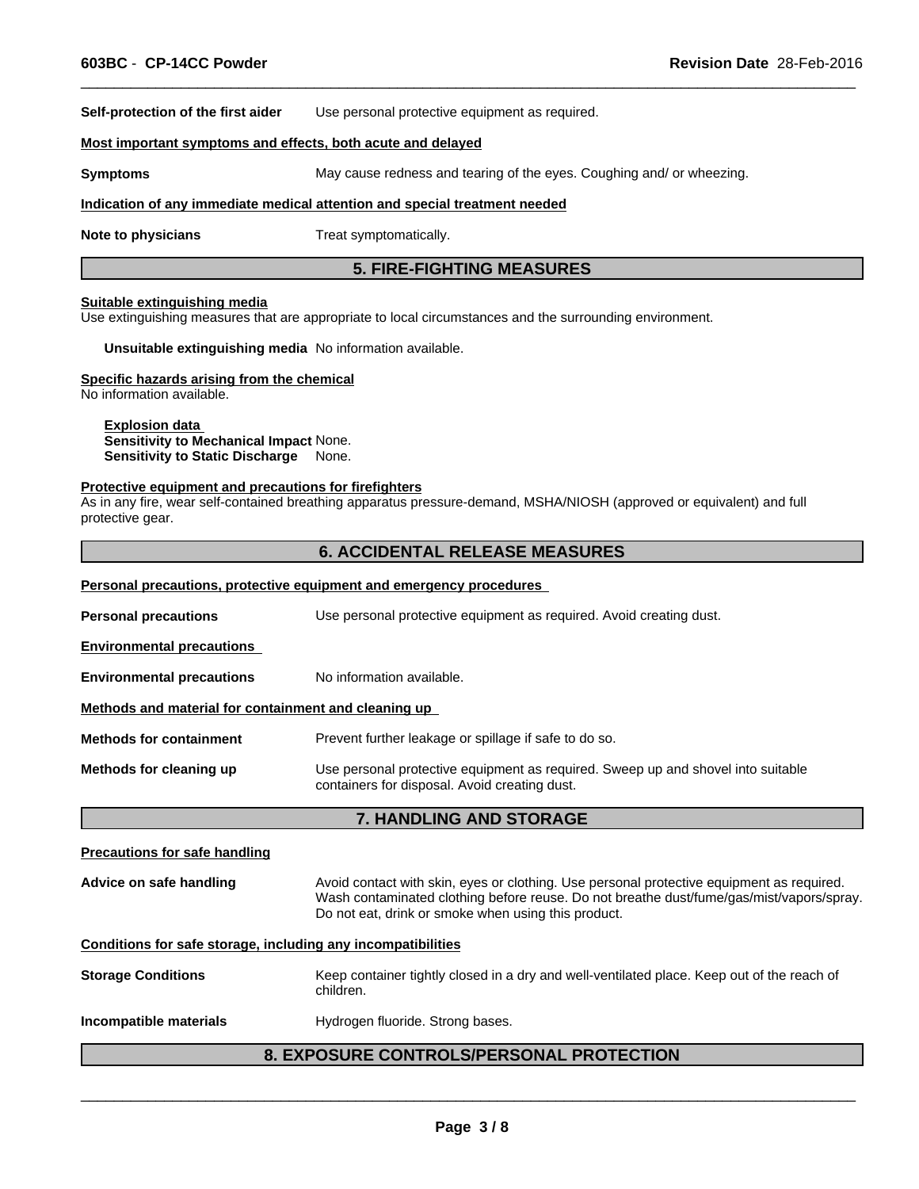**Self-protection of the first aider** Use personal protective equipment as required.

**Most important symptoms and effects, both acute and delayed**

**Symptoms** May cause redness and tearing of the eyes. Coughing and/ or wheezing.

**Indication of any immediate medical attention and special treatment needed**

**Note to physicians** Treat symptomatically.

## 5. FIRE-FIGHTING MEASURES

**Suitable extinguishing media**

Use extinguishing measures that are appropriate to local circumstances and the surrounding environment.

**Unsuitable extinguishing media** No information available.

**Specific hazards arising from the chemical**

No information available.

**Explosion data**
**Sensitivity to Mechanical Impact** None.
**Sensitivity to Static Discharge** None.

**Protective equipment and precautions for firefighters**

As in any fire, wear self-contained breathing apparatus pressure-demand, MSHA/NIOSH (approved or equivalent) and full protective gear.

## 6. ACCIDENTAL RELEASE MEASURES

**Personal precautions, protective equipment and emergency procedures**

**Personal precautions** Use personal protective equipment as required. Avoid creating dust.

**Environmental precautions**

**Environmental precautions** No information available.

**Methods and material for containment and cleaning up**

**Methods for containment** Prevent further leakage or spillage if safe to do so.

**Methods for cleaning up** Use personal protective equipment as required. Sweep up and shovel into suitable containers for disposal. Avoid creating dust.

## 7. HANDLING AND STORAGE

**Precautions for safe handling**

**Advice on safe handling** Avoid contact with skin, eyes or clothing. Use personal protective equipment as required. Wash contaminated clothing before reuse. Do not breathe dust/fume/gas/mist/vapors/spray. Do not eat, drink or smoke when using this product.

**Conditions for safe storage, including any incompatibilities**

**Storage Conditions** Keep container tightly closed in a dry and well-ventilated place. Keep out of the reach of children.

**Incompatible materials** Hydrogen fluoride. Strong bases.

## 8. EXPOSURE CONTROLS/PERSONAL PROTECTION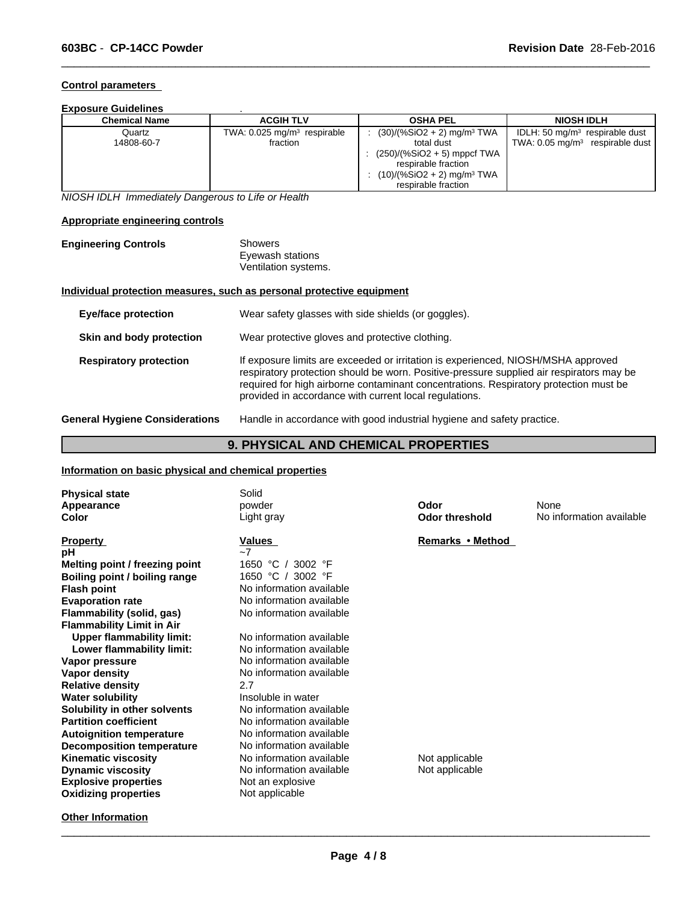#### Control parameters

**Exposure Guidelines** .

| Chemical Name | ACGIH TLV | OSHA PEL | NIOSH IDLH |
|---|---|---|---|
| Quartz<br>14808-60-7 | TWA: 0.025 mg/m³ respirable fraction | : (30)/(%SiO2 + 2) mg/m³ TWA total dust<br>: (250)/(%SiO2 + 5) mppcf TWA respirable fraction<br>: (10)/(%SiO2 + 2) mg/m³ TWA respirable fraction | IDLH: 50 mg/m³ respirable dust<br>TWA: 0.05 mg/m³ respirable dust |

*NIOSH IDLH Immediately Dangerous to Life or Health*

#### Appropriate engineering controls

**Engineering Controls**
Showers
Eyewash stations
Ventilation systems.

#### Individual protection measures, such as personal protective equipment

**Eye/face protection** Wear safety glasses with side shields (or goggles).

**Skin and body protection** Wear protective gloves and protective clothing.

**Respiratory protection** If exposure limits are exceeded or irritation is experienced, NIOSH/MSHA approved respiratory protection should be worn. Positive-pressure supplied air respirators may be required for high airborne contaminant concentrations. Respiratory protection must be provided in accordance with current local regulations.

**General Hygiene Considerations** Handle in accordance with good industrial hygiene and safety practice.

## 9. PHYSICAL AND CHEMICAL PROPERTIES

#### Information on basic physical and chemical properties

| | | | |
|---|---|---|---|
| **Physical state** | Solid | | |
| **Appearance** | powder | **Odor** | None |
| **Color** | Light gray | **Odor threshold** | No information available |

| Property | Values | Remarks • Method |
|---|---|---|
| **pH** | ~7 | |
| **Melting point / freezing point** | 1650 °C / 3002 °F | |
| **Boiling point / boiling range** | 1650 °C / 3002 °F | |
| **Flash point** | No information available | |
| **Evaporation rate** | No information available | |
| **Flammability (solid, gas)** | No information available | |
| **Flammability Limit in Air** | | |
| **Upper flammability limit:** | No information available | |
| **Lower flammability limit:** | No information available | |
| **Vapor pressure** | No information available | |
| **Vapor density** | No information available | |
| **Relative density** | 2.7 | |
| **Water solubility** | Insoluble in water | |
| **Solubility in other solvents** | No information available | |
| **Partition coefficient** | No information available | |
| **Autoignition temperature** | No information available | |
| **Decomposition temperature** | No information available | |
| **Kinematic viscosity** | No information available | Not applicable |
| **Dynamic viscosity** | No information available | Not applicable |
| **Explosive properties** | Not an explosive | |
| **Oxidizing properties** | Not applicable | |

#### Other Information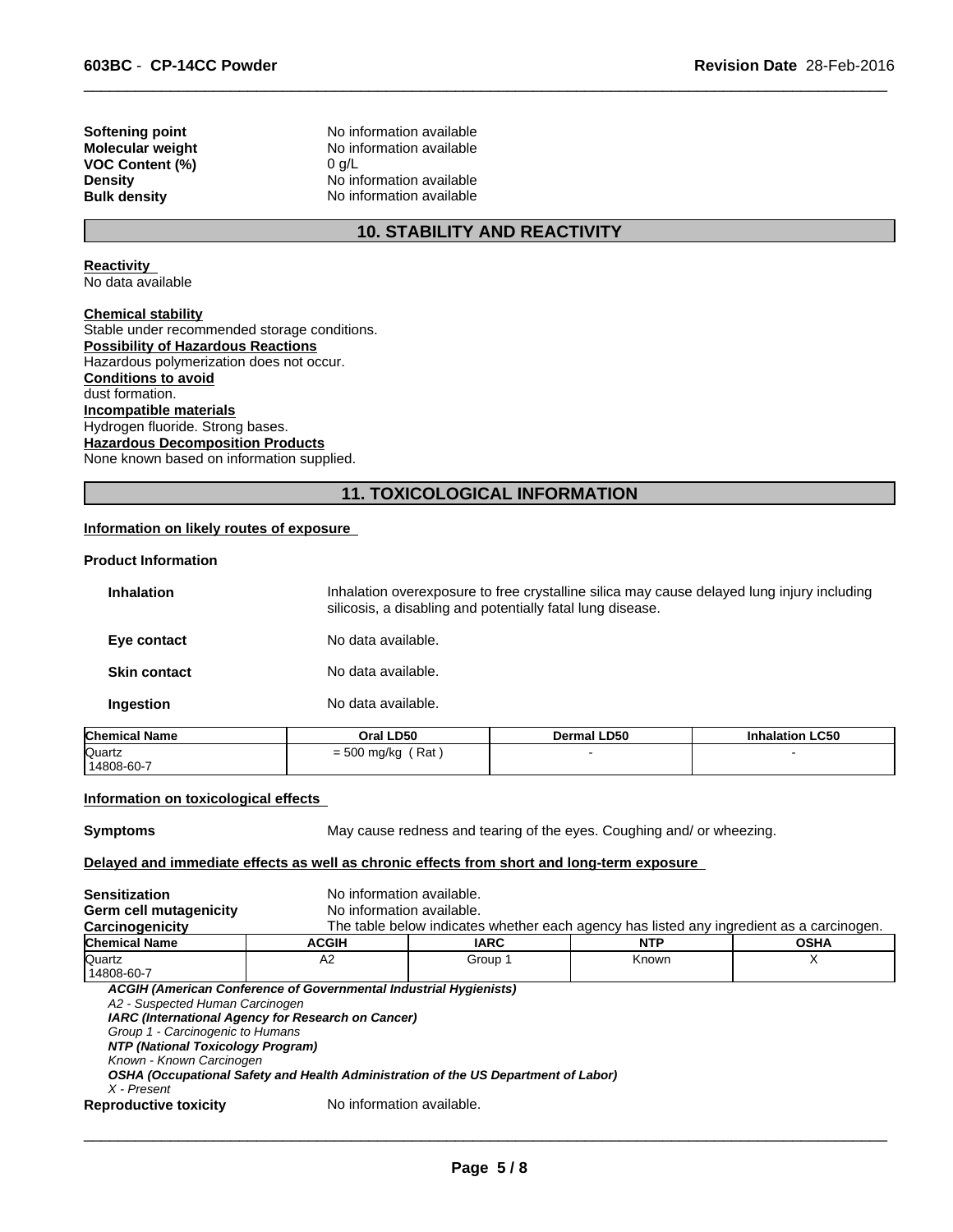| | |
|---|---|
| **Softening point** | No information available |
| **Molecular weight** | No information available |
| **VOC Content (%)** | 0 g/L |
| **Density** | No information available |
| **Bulk density** | No information available |

## 10. STABILITY AND REACTIVITY

**Reactivity**
No data available

**Chemical stability**
Stable under recommended storage conditions.

**Possibility of Hazardous Reactions**
Hazardous polymerization does not occur.

**Conditions to avoid**
dust formation.

**Incompatible materials**
Hydrogen fluoride. Strong bases.

**Hazardous Decomposition Products**
None known based on information supplied.

## 11. TOXICOLOGICAL INFORMATION

**Information on likely routes of exposure**

**Product Information**

| | |
|---|---|
| **Inhalation** | Inhalation overexposure to free crystalline silica may cause delayed lung injury including silicosis, a disabling and potentially fatal lung disease. |
| **Eye contact** | No data available. |
| **Skin contact** | No data available. |
| **Ingestion** | No data available. |

| Chemical Name | Oral LD50 | Dermal LD50 | Inhalation LC50 |
|---|---|---|---|
| Quartz 14808-60-7 | = 500 mg/kg ( Rat ) | - | - |

**Information on toxicological effects**

**Symptoms** May cause redness and tearing of the eyes. Coughing and/ or wheezing.

**Delayed and immediate effects as well as chronic effects from short and long-term exposure**

| | |
|---|---|
| **Sensitization** | No information available. |
| **Germ cell mutagenicity** | No information available. |
| **Carcinogenicity** | The table below indicates whether each agency has listed any ingredient as a carcinogen. |

| Chemical Name | ACGIH | IARC | NTP | OSHA |
|---|---|---|---|---|
| Quartz 14808-60-7 | A2 | Group 1 | Known | X |

***ACGIH (American Conference of Governmental Industrial Hygienists)***
*A2 - Suspected Human Carcinogen*
***IARC (International Agency for Research on Cancer)***
*Group 1 - Carcinogenic to Humans*
***NTP (National Toxicology Program)***
*Known - Known Carcinogen*
***OSHA (Occupational Safety and Health Administration of the US Department of Labor)***
*X - Present*

**Reproductive toxicity** No information available.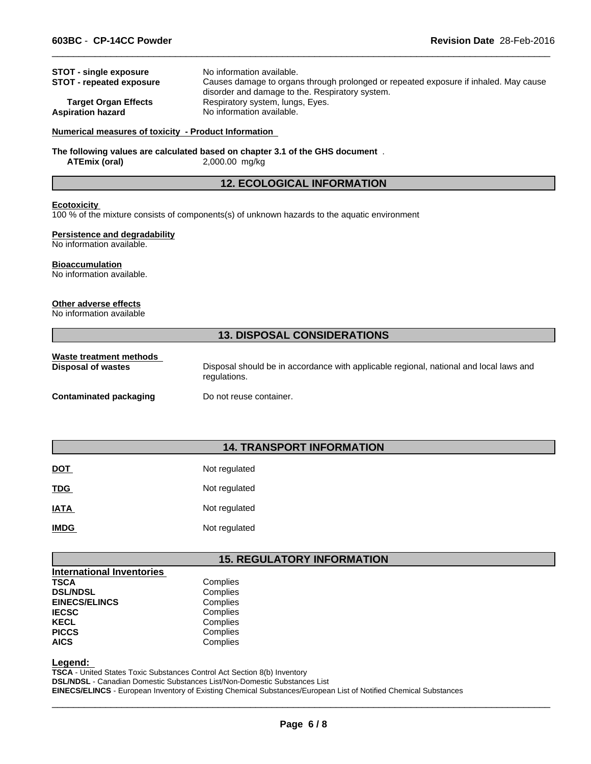| | |
|---|---|
| **STOT - single exposure** | No information available. |
| **STOT - repeated exposure** | Causes damage to organs through prolonged or repeated exposure if inhaled. May cause disorder and damage to the. Respiratory system. |
| **Target Organ Effects** | Respiratory system, lungs, Eyes. |
| **Aspiration hazard** | No information available. |

**Numerical measures of toxicity - Product Information**

**The following values are calculated based on chapter 3.1 of the GHS document** .

| | |
|---|---|
| **ATEmix (oral)** | 2,000.00 mg/kg |

## 12. ECOLOGICAL INFORMATION

**Ecotoxicity**

100 % of the mixture consists of components(s) of unknown hazards to the aquatic environment

**Persistence and degradability**

No information available.

**Bioaccumulation**

No information available.

**Other adverse effects**

No information available

## 13. DISPOSAL CONSIDERATIONS

**Waste treatment methods**

| | |
|---|---|
| **Disposal of wastes** | Disposal should be in accordance with applicable regional, national and local laws and regulations. |
| **Contaminated packaging** | Do not reuse container. |

## 14. TRANSPORT INFORMATION

| | |
|---|---|
| **DOT** | Not regulated |
| **TDG** | Not regulated |
| **IATA** | Not regulated |
| **IMDG** | Not regulated |

## 15. REGULATORY INFORMATION

**International Inventories**

| | |
|---|---|
| **TSCA** | Complies |
| **DSL/NDSL** | Complies |
| **EINECS/ELINCS** | Complies |
| **IECSC** | Complies |
| **KECL** | Complies |
| **PICCS** | Complies |
| **AICS** | Complies |

**Legend:**

**TSCA** - United States Toxic Substances Control Act Section 8(b) Inventory
**DSL/NDSL** - Canadian Domestic Substances List/Non-Domestic Substances List
**EINECS/ELINCS** - European Inventory of Existing Chemical Substances/European List of Notified Chemical Substances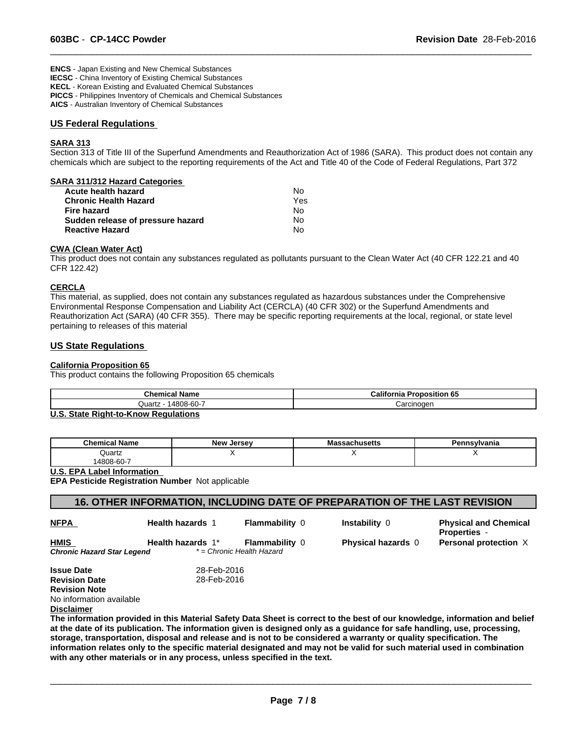**ENCS** - Japan Existing and New Chemical Substances
**IECSC** - China Inventory of Existing Chemical Substances
**KECL** - Korean Existing and Evaluated Chemical Substances
**PICCS** - Philippines Inventory of Chemicals and Chemical Substances
**AICS** - Australian Inventory of Chemical Substances

## US Federal Regulations

### SARA 313

Section 313 of Title III of the Superfund Amendments and Reauthorization Act of 1986 (SARA). This product does not contain any chemicals which are subject to the reporting requirements of the Act and Title 40 of the Code of Federal Regulations, Part 372

### SARA 311/312 Hazard Categories

| | |
|---|---|
| **Acute health hazard** | No |
| **Chronic Health Hazard** | Yes |
| **Fire hazard** | No |
| **Sudden release of pressure hazard** | No |
| **Reactive Hazard** | No |

### CWA (Clean Water Act)

This product does not contain any substances regulated as pollutants pursuant to the Clean Water Act (40 CFR 122.21 and 40 CFR 122.42)

### CERCLA

This material, as supplied, does not contain any substances regulated as hazardous substances under the Comprehensive Environmental Response Compensation and Liability Act (CERCLA) (40 CFR 302) or the Superfund Amendments and Reauthorization Act (SARA) (40 CFR 355). There may be specific reporting requirements at the local, regional, or state level pertaining to releases of this material

## US State Regulations

### California Proposition 65

This product contains the following Proposition 65 chemicals

| Chemical Name | California Proposition 65 |
|---|---|
| Quartz - 14808-60-7 | Carcinogen |

### U.S. State Right-to-Know Regulations

| Chemical Name | New Jersey | Massachusetts | Pennsylvania |
|---|---|---|---|
| Quartz 14808-60-7 | X | X | X |

### U.S. EPA Label Information

**EPA Pesticide Registration Number** Not applicable

## 16. OTHER INFORMATION, INCLUDING DATE OF PREPARATION OF THE LAST REVISION

| | | | | |
|---|---|---|---|---|
| **NFPA** | **Health hazards** 1 | **Flammability** 0 | **Instability** 0 | **Physical and Chemical Properties** - |
| **HMIS** | **Health hazards** 1* | **Flammability** 0 | **Physical hazards** 0 | **Personal protection** X |

***Chronic Hazard Star Legend*** *\* = Chronic Health Hazard*

**Issue Date** 28-Feb-2016
**Revision Date** 28-Feb-2016
**Revision Note**
No information available

**Disclaimer**

**The information provided in this Material Safety Data Sheet is correct to the best of our knowledge, information and belief at the date of its publication. The information given is designed only as a guidance for safe handling, use, processing, storage, transportation, disposal and release and is not to be considered a warranty or quality specification. The information relates only to the specific material designated and may not be valid for such material used in combination with any other materials or in any process, unless specified in the text.**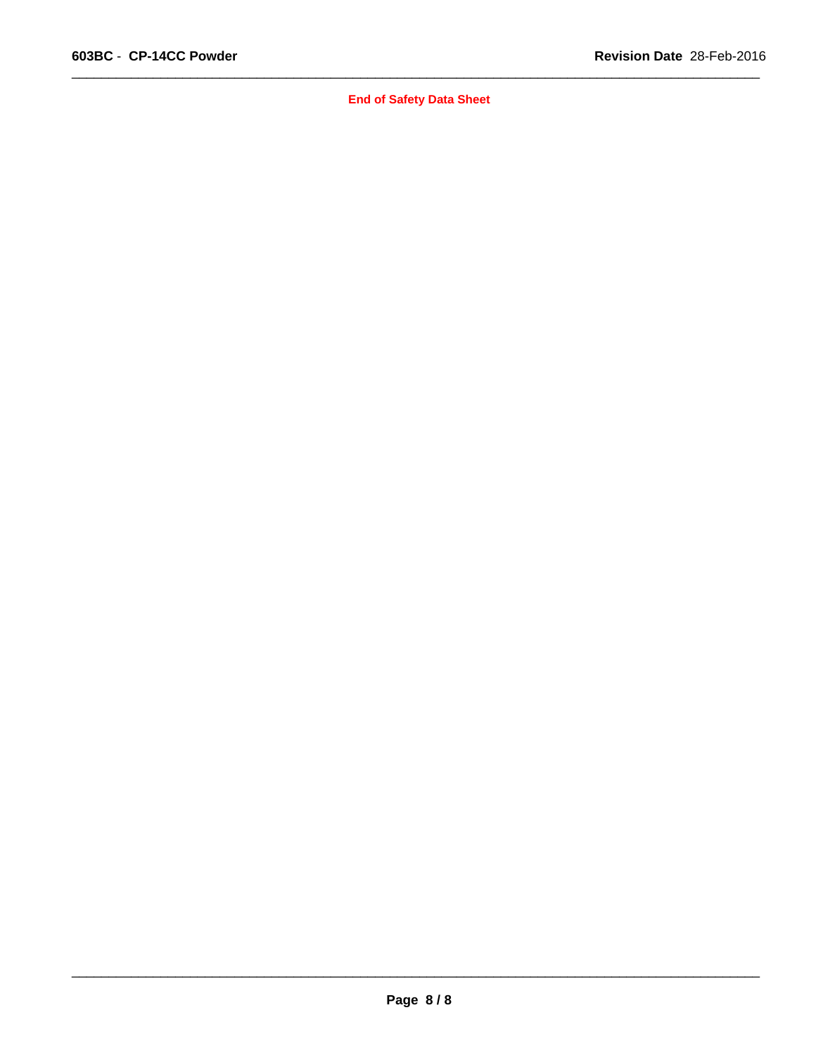**End of Safety Data Sheet**